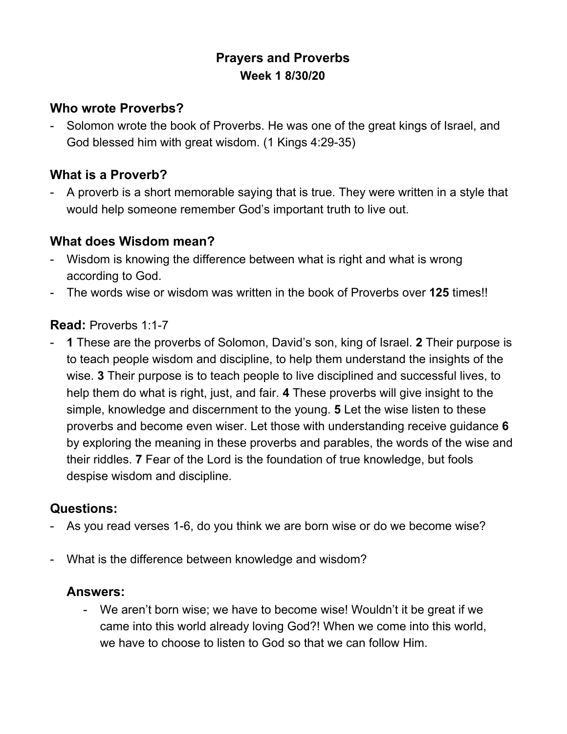# Prayers and Proverbs

### Week 1 8/30/20

## Who wrote Proverbs?

- Solomon wrote the book of Proverbs. He was one of the great kings of Israel, and God blessed him with great wisdom. (1 Kings 4:29-35)

## What is a Proverb?

- A proverb is a short memorable saying that is true. They were written in a style that would help someone remember God's important truth to live out.

## What does Wisdom mean?

- Wisdom is knowing the difference between what is right and what is wrong according to God.
- The words wise or wisdom was written in the book of Proverbs over **125** times!!

## Read: Proverbs 1:1-7

- **1** These are the proverbs of Solomon, David's son, king of Israel. **2** Their purpose is to teach people wisdom and discipline, to help them understand the insights of the wise. **3** Their purpose is to teach people to live disciplined and successful lives, to help them do what is right, just, and fair. **4** These proverbs will give insight to the simple, knowledge and discernment to the young. **5** Let the wise listen to these proverbs and become even wiser. Let those with understanding receive guidance **6** by exploring the meaning in these proverbs and parables, the words of the wise and their riddles. **7** Fear of the Lord is the foundation of true knowledge, but fools despise wisdom and discipline.

## Questions:

- As you read verses 1-6, do you think we are born wise or do we become wise?
- What is the difference between knowledge and wisdom?

### Answers:

- We aren't born wise; we have to become wise! Wouldn't it be great if we came into this world already loving God?! When we come into this world, we have to choose to listen to God so that we can follow Him.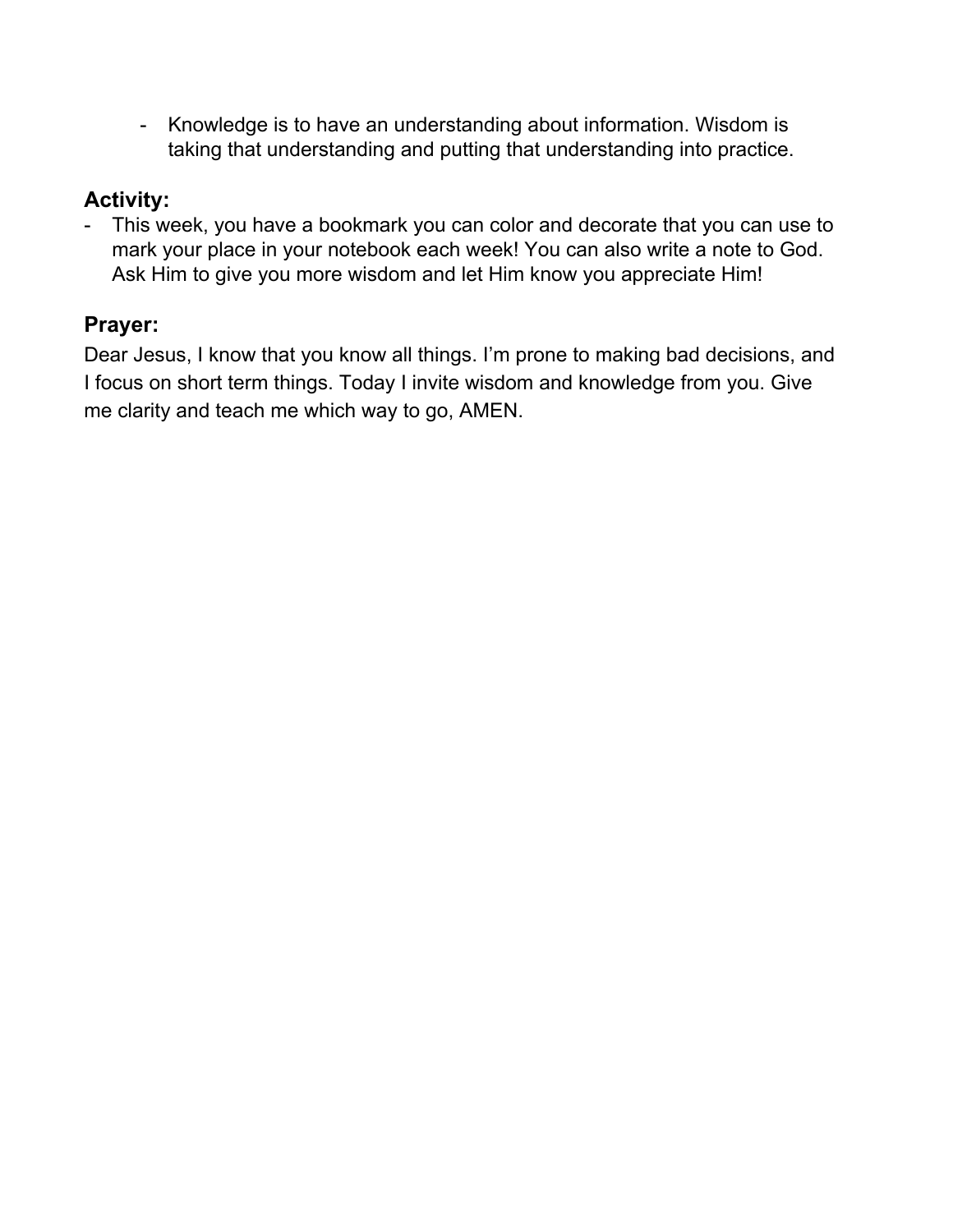- Knowledge is to have an understanding about information. Wisdom is taking that understanding and putting that understanding into practice.

## Activity:

- This week, you have a bookmark you can color and decorate that you can use to mark your place in your notebook each week! You can also write a note to God. Ask Him to give you more wisdom and let Him know you appreciate Him!

## Prayer:

Dear Jesus, I know that you know all things. I'm prone to making bad decisions, and I focus on short term things. Today I invite wisdom and knowledge from you. Give me clarity and teach me which way to go, AMEN.